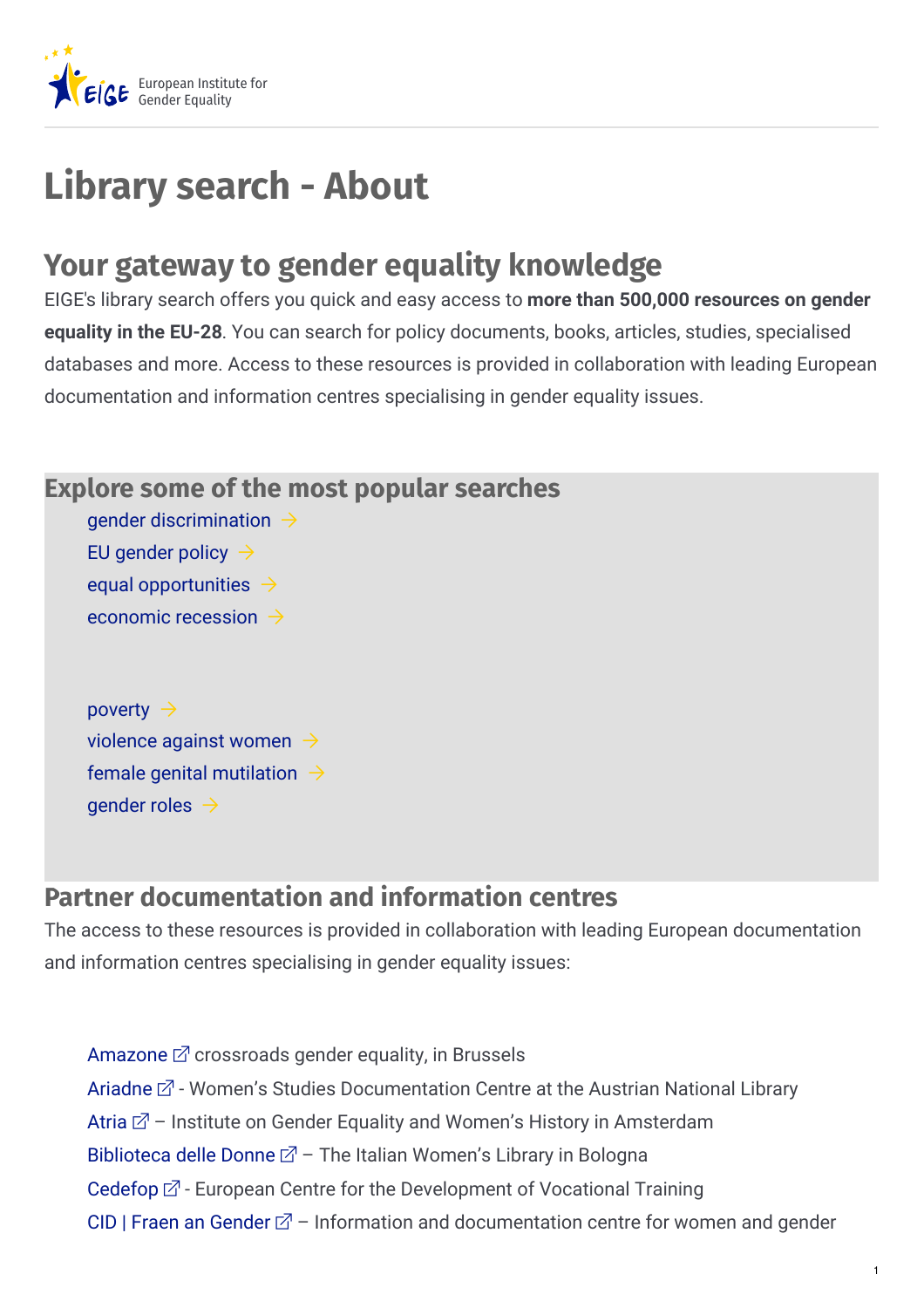# Library search - About

## Your gateway to gender equality knowledge

EIGE's library search offers you quick and easy access to **more than 500,000 resources on gender equality in the EU-28**. You can search for policy documents, books, articles, studies, specialised databases and more. Access to these resources is provided in collaboration with leading European documentation and information centres specialising in gender equality issues.

### Explore some of the most popular searches

- gender discrimination →
- EU gender policy →
- equal opportunities →
- economic recession →
- poverty →
- violence against women →
- female genital mutilation →
- gender roles →

### Partner documentation and information centres

The access to these resources is provided in collaboration with leading European documentation and information centres specialising in gender equality issues:

- Amazone crossroads gender equality, in Brussels
- Ariadne - Women's Studies Documentation Centre at the Austrian National Library
- Atria – Institute on Gender Equality and Women's History in Amsterdam
- Biblioteca delle Donne – The Italian Women's Library in Bologna
- Cedefop - European Centre for the Development of Vocational Training
- CID | Fraen an Gender – Information and documentation centre for women and gender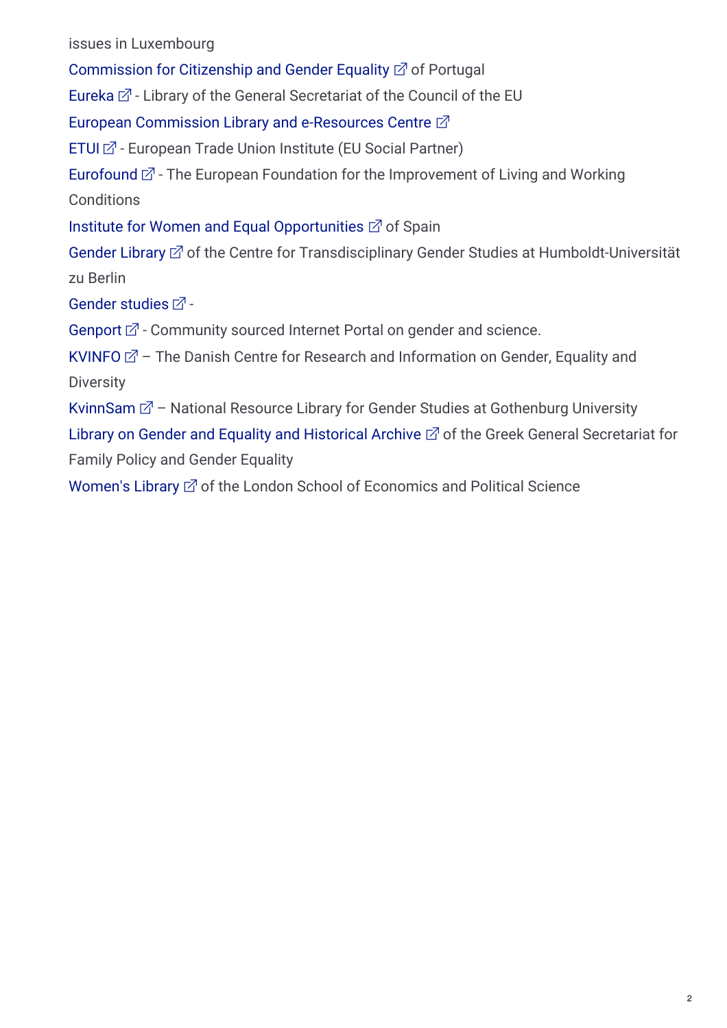issues in Luxembourg

Commission for Citizenship and Gender Equality of Portugal

Eureka - Library of the General Secretariat of the Council of the EU

European Commission Library and e-Resources Centre

ETUI - European Trade Union Institute (EU Social Partner)

Eurofound - The European Foundation for the Improvement of Living and Working Conditions

Institute for Women and Equal Opportunities of Spain

Gender Library of the Centre for Transdisciplinary Gender Studies at Humboldt-Universität zu Berlin

Gender studies -

Genport - Community sourced Internet Portal on gender and science.

KVINFO – The Danish Centre for Research and Information on Gender, Equality and Diversity

KvinnSam – National Resource Library for Gender Studies at Gothenburg University

Library on Gender and Equality and Historical Archive of the Greek General Secretariat for Family Policy and Gender Equality

Women's Library of the London School of Economics and Political Science